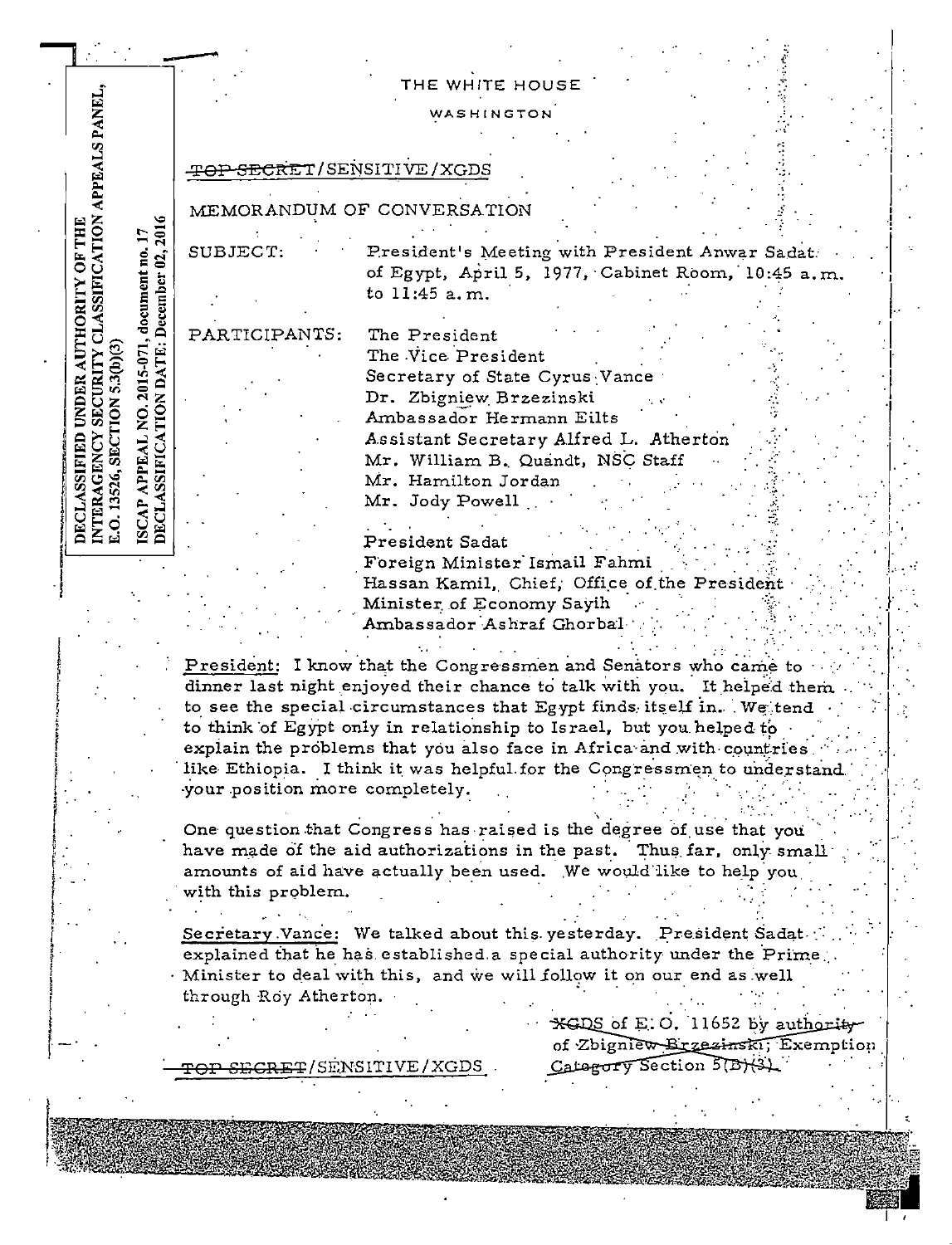DECLASSIFIED UNDER AUTHORITY OF THE INTERAGENCY SECURITY CLASSIFICATION APPEALS PANEL, E.O. 13526, SECTION 5.3(b)(3)

ISCAP APPEAL NO. 2015-071, document no. 17
DECLASSIFICATION DATE: December 02, 2016

THE WHITE HOUSE

WASHINGTON

~~TOP SECRET~~/SENSITIVE/XGDS

MEMORANDUM OF CONVERSATION

SUBJECT: President's Meeting with President Anwar Sadat of Egypt, April 5, 1977, Cabinet Room, 10:45 a.m. to 11:45 a.m.

PARTICIPANTS:
The President
The Vice President
Secretary of State Cyrus Vance
Dr. Zbigniew Brzezinski
Ambassador Hermann Eilts
Assistant Secretary Alfred L. Atherton
Mr. William B. Quandt, NSC Staff
Mr. Hamilton Jordan
Mr. Jody Powell

President Sadat
Foreign Minister Ismail Fahmi
Hassan Kamil, Chief, Office of the President
Minister of Economy Sayih
Ambassador Ashraf Ghorbal

President: I know that the Congressmen and Senators who came to dinner last night enjoyed their chance to talk with you. It helped them to see the special circumstances that Egypt finds itself in. We tend to think of Egypt only in relationship to Israel, but you helped to explain the problems that you also face in Africa and with countries like Ethiopia. I think it was helpful for the Congressmen to understand your position more completely.

One question that Congress has raised is the degree of use that you have made of the aid authorizations in the past. Thus far, only small amounts of aid have actually been used. We would like to help you with this problem.

Secretary Vance: We talked about this yesterday. President Sadat explained that he has established a special authority under the Prime Minister to deal with this, and we will follow it on our end as well through Roy Atherton.

~~XGDS of E.O. 11652 by authority of Zbigniew Brzezinski; Exemption Category Section 5(B)(3)~~

~~TOP SECRET~~/SENSITIVE/XGDS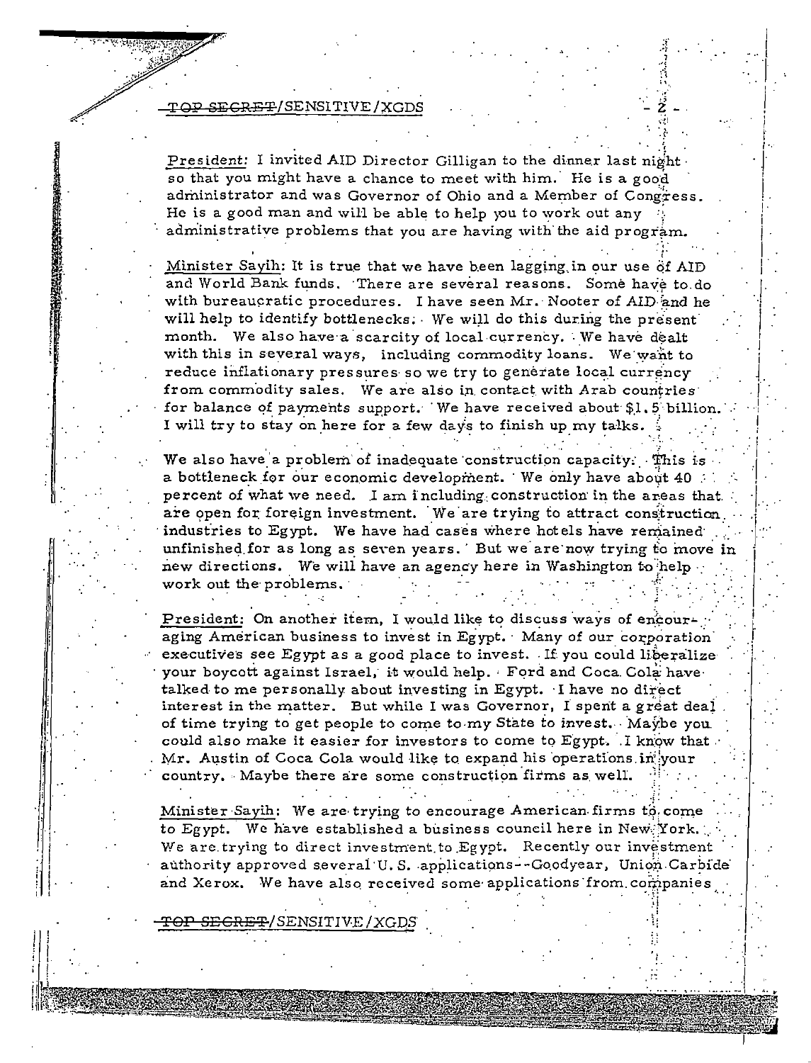President: I invited AID Director Gilligan to the dinner last night so that you might have a chance to meet with him. He is a good administrator and was Governor of Ohio and a Member of Congress. He is a good man and will be able to help you to work out any administrative problems that you are having with the aid program.

Minister Sayih: It is true that we have been lagging in our use of AID and World Bank funds. There are several reasons. Some have to do with bureaucratic procedures. I have seen Mr. Nooter of AID and he will help to identify bottlenecks. We will do this during the present month. We also have a scarcity of local currency. We have dealt with this in several ways, including commodity loans. We want to reduce inflationary pressures so we try to generate local currency from commodity sales. We are also in contact with Arab countries for balance of payments support. We have received about $1.5 billion. I will try to stay on here for a few days to finish up my talks.

We also have a problem of inadequate construction capacity. This is a bottleneck for our economic development. We only have about 40 percent of what we need. I am including construction in the areas that are open for foreign investment. We are trying to attract construction industries to Egypt. We have had cases where hotels have remained unfinished for as long as seven years. But we are now trying to move in new directions. We will have an agency here in Washington to help work out the problems.

President: On another item, I would like to discuss ways of encouraging American business to invest in Egypt. Many of our corporation executives see Egypt as a good place to invest. If you could liberalize your boycott against Israel, it would help. Ford and Coca Cola have talked to me personally about investing in Egypt. I have no direct interest in the matter. But while I was Governor, I spent a great deal of time trying to get people to come to my State to invest. Maybe you could also make it easier for investors to come to Egypt. I know that Mr. Austin of Coca Cola would like to expand his operations in your country. Maybe there are some construction firms as well.

Minister Sayih: We are trying to encourage American firms to come to Egypt. We have established a business council here in New York. We are trying to direct investment to Egypt. Recently our investment authority approved several U.S. applications--Goodyear, Union Carbide and Xerox. We have also received some applications from companies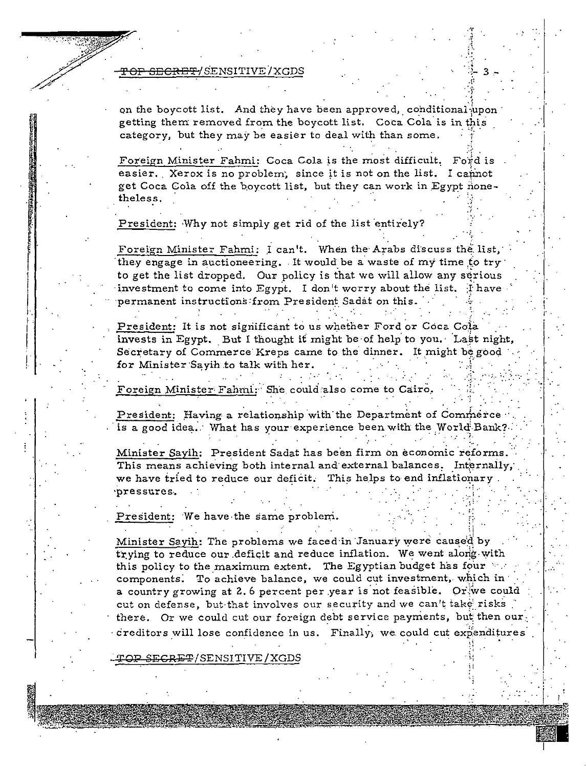on the boycott list. And they have been approved, conditional upon getting them removed from the boycott list. Coca Cola is in this category, but they may be easier to deal with than some.

Foreign Minister Fahmi: Coca Cola is the most difficult. Ford is easier. Xerox is no problem, since it is not on the list. I cannot get Coca Cola off the boycott list, but they can work in Egypt nonetheless.

President: Why not simply get rid of the list entirely?

Foreign Minister Fahmi: I can't. When the Arabs discuss the list, they engage in auctioneering. It would be a waste of my time to try to get the list dropped. Our policy is that we will allow any serious investment to come into Egypt. I don't worry about the list. I have permanent instructions from President Sadat on this.

President: It is not significant to us whether Ford or Coca Cola invests in Egypt. But I thought it might be of help to you. Last night, Secretary of Commerce Kreps came to the dinner. It might be good for Minister Sayih to talk with her.

Foreign Minister Fahmi: She could also come to Cairo.

President: Having a relationship with the Department of Commerce is a good idea. What has your experience been with the World Bank?

Minister Sayih: President Sadat has been firm on economic reforms. This means achieving both internal and external balances. Internally, we have tried to reduce our deficit. This helps to end inflationary pressures.

President: We have the same problem.

Minister Sayih: The problems we faced in January were caused by trying to reduce our deficit and reduce inflation. We went along with this policy to the maximum extent. The Egyptian budget has four components. To achieve balance, we could cut investment, which in a country growing at 2.6 percent per year is not feasible. Or we could cut on defense, but that involves our security and we can't take risks there. Or we could cut our foreign debt service payments, but then our creditors will lose confidence in us. Finally, we could cut expenditures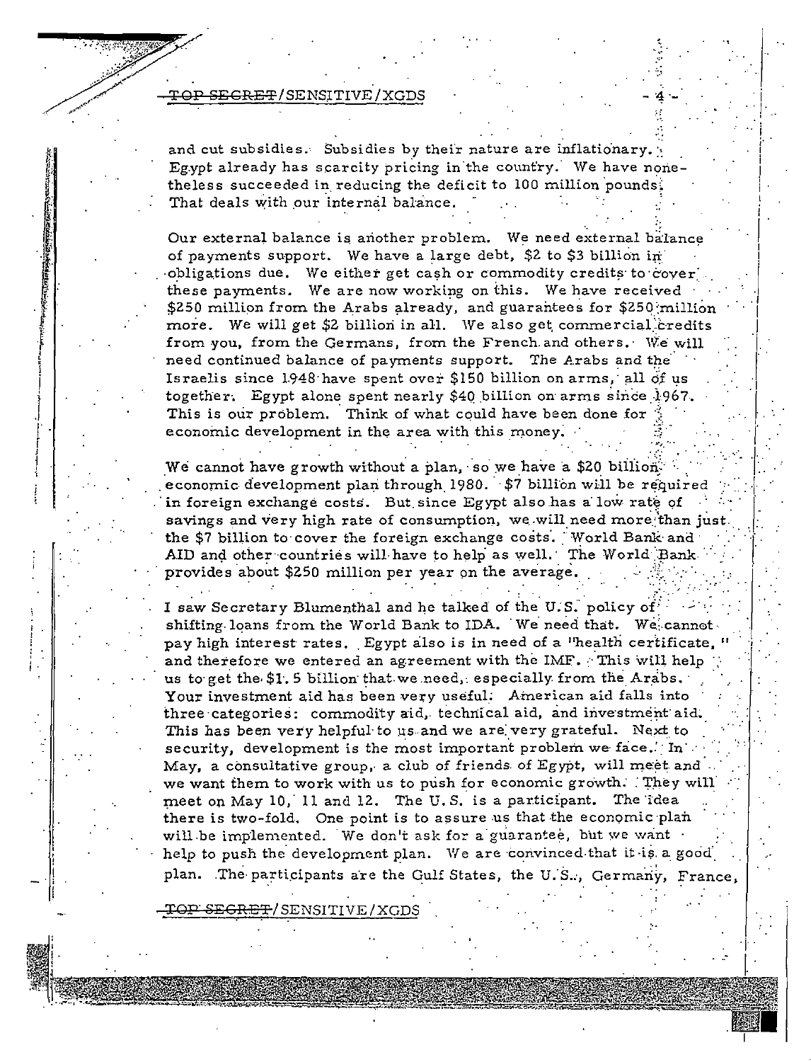and cut subsidies. Subsidies by their nature are inflationary. Egypt already has scarcity pricing in the country. We have nonetheless succeeded in reducing the deficit to 100 million pounds. That deals with our internal balance.

Our external balance is another problem. We need external balance of payments support. We have a large debt, $2 to $3 billion in obligations due. We either get cash or commodity credits to cover these payments. We are now working on this. We have received $250 million from the Arabs already, and guarantees for $250 million more. We will get $2 billion in all. We also get commercial credits from you, from the Germans, from the French and others. We will need continued balance of payments support. The Arabs and the Israelis since 1948 have spent over $150 billion on arms, all of us together. Egypt alone spent nearly $40 billion on arms since 1967. This is our problem. Think of what could have been done for economic development in the area with this money.

We cannot have growth without a plan, so we have a $20 billion economic development plan through 1980. $7 billion will be required in foreign exchange costs. But since Egypt also has a low rate of savings and very high rate of consumption, we will need more than just the $7 billion to cover the foreign exchange costs. World Bank and AID and other countries will have to help as well. The World Bank provides about $250 million per year on the average.

I saw Secretary Blumenthal and he talked of the U.S. policy of shifting loans from the World Bank to IDA. We need that. We cannot pay high interest rates. Egypt also is in need of a "health certificate," and therefore we entered an agreement with the IMF. This will help us to get the $1.5 billion that we need, especially from the Arabs. Your investment aid has been very useful. American aid falls into three categories: commodity aid, technical aid, and investment aid. This has been very helpful to us and we are very grateful. Next to security, development is the most important problem we face. In May, a consultative group, a club of friends of Egypt, will meet and we want them to work with us to push for economic growth. They will meet on May 10, 11 and 12. The U.S. is a participant. The idea there is two-fold. One point is to assure us that the economic plan will be implemented. We don't ask for a guarantee, but we want help to push the development plan. We are convinced that it is a good plan. The participants are the Gulf States, the U.S., Germany, France,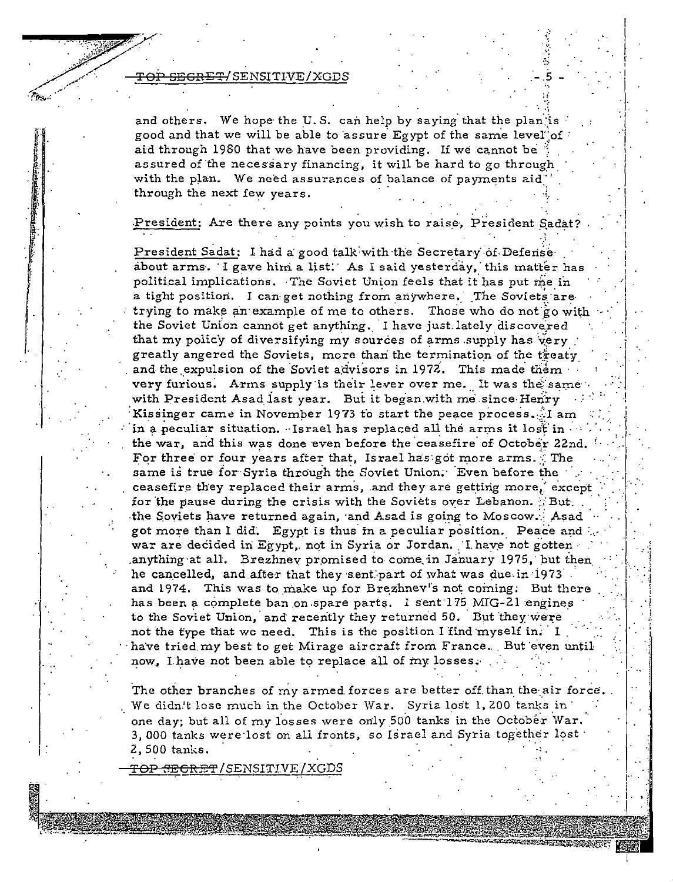and others. We hope the U.S. can help by saying that the plan is good and that we will be able to assure Egypt of the same level of aid through 1980 that we have been providing. If we cannot be assured of the necessary financing, it will be hard to go through with the plan. We need assurances of balance of payments aid through the next few years.

President: Are there any points you wish to raise, President Sadat?

President Sadat: I had a good talk with the Secretary of Defense about arms. I gave him a list. As I said yesterday, this matter has political implications. The Soviet Union feels that it has put me in a tight position. I can get nothing from anywhere. The Soviets are trying to make an example of me to others. Those who do not go with the Soviet Union cannot get anything. I have just lately discovered that my policy of diversifying my sources of arms supply has very greatly angered the Soviets, more than the termination of the treaty and the expulsion of the Soviet advisors in 1972. This made them very furious. Arms supply is their lever over me. It was the same with President Asad last year. But it began with me since Henry Kissinger came in November 1973 to start the peace process. I am in a peculiar situation. Israel has replaced all the arms it lost in the war, and this was done even before the ceasefire of October 22nd. For three or four years after that, Israel has got more arms. The same is true for Syria through the Soviet Union. Even before the ceasefire they replaced their arms, and they are getting more, except for the pause during the crisis with the Soviets over Lebanon. But the Soviets have returned again, and Asad is going to Moscow. Asad got more than I did. Egypt is thus in a peculiar position. Peace and war are decided in Egypt, not in Syria or Jordan. I have not gotten anything at all. Brezhnev promised to come in January 1975, but then he cancelled, and after that they sent part of what was due in 1973 and 1974. This was to make up for Brezhnev's not coming. But there has been a complete ban on spare parts. I sent 175 MIG-21 engines to the Soviet Union, and recently they returned 50. But they were not the type that we need. This is the position I find myself in. I have tried my best to get Mirage aircraft from France. But even until now, I have not been able to replace all of my losses.

The other branches of my armed forces are better off than the air force. We didn't lose much in the October War. Syria lost 1,200 tanks in one day; but all of my losses were only 500 tanks in the October War. 3,000 tanks were lost on all fronts, so Israel and Syria together lost 2,500 tanks.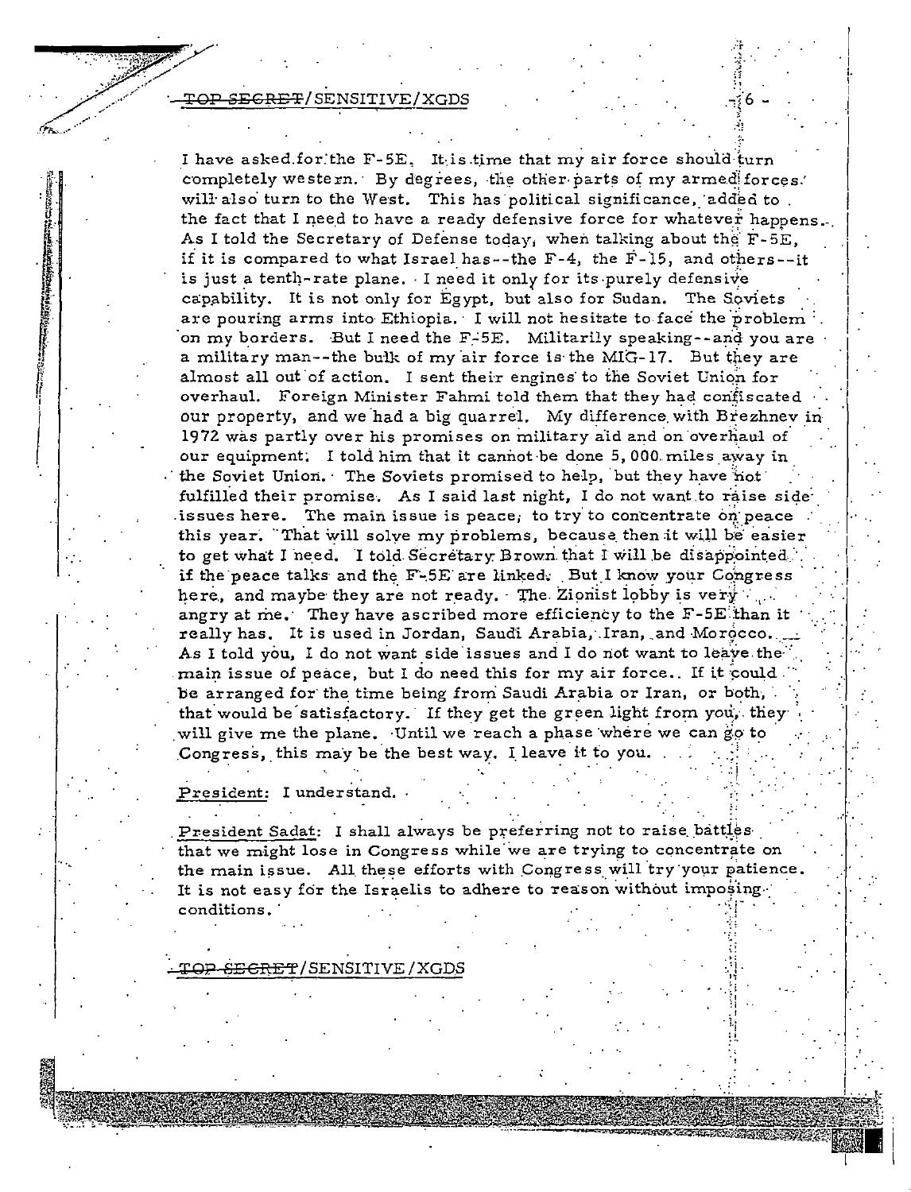I have asked for the F-5E. It is time that my air force should turn completely western. By degrees, the other parts of my armed forces will also turn to the West. This has political significance, added to the fact that I need to have a ready defensive force for whatever happens. As I told the Secretary of Defense today, when talking about the F-5E, if it is compared to what Israel has--the F-4, the F-15, and others--it is just a tenth-rate plane. I need it only for its purely defensive capability. It is not only for Egypt, but also for Sudan. The Soviets are pouring arms into Ethiopia. I will not hesitate to face the problem on my borders. But I need the F-5E. Militarily speaking--and you are a military man--the bulk of my air force is the MIG-17. But they are almost all out of action. I sent their engines to the Soviet Union for overhaul. Foreign Minister Fahmi told them that they had confiscated our property, and we had a big quarrel. My difference with Brezhnev in 1972 was partly over his promises on military aid and on overhaul of our equipment. I told him that it cannot be done 5,000 miles away in the Soviet Union. The Soviets promised to help, but they have not fulfilled their promise. As I said last night, I do not want to raise side issues here. The main issue is peace; to try to concentrate on peace this year. That will solve my problems, because then it will be easier to get what I need. I told Secretary Brown that I will be disappointed if the peace talks and the F-5E are linked. But I know your Congress here, and maybe they are not ready. The Zionist lobby is very angry at me. They have ascribed more efficiency to the F-5E than it really has. It is used in Jordan, Saudi Arabia, Iran, and Morocco. As I told you, I do not want side issues and I do not want to leave the main issue of peace, but I do need this for my air force. If it could be arranged for the time being from Saudi Arabia or Iran, or both, that would be satisfactory. If they get the green light from you, they will give me the plane. Until we reach a phase where we can go to Congress, this may be the best way. I leave it to you.

President: I understand.

President Sadat: I shall always be preferring not to raise battles that we might lose in Congress while we are trying to concentrate on the main issue. All these efforts with Congress will try your patience. It is not easy for the Israelis to adhere to reason without imposing conditions.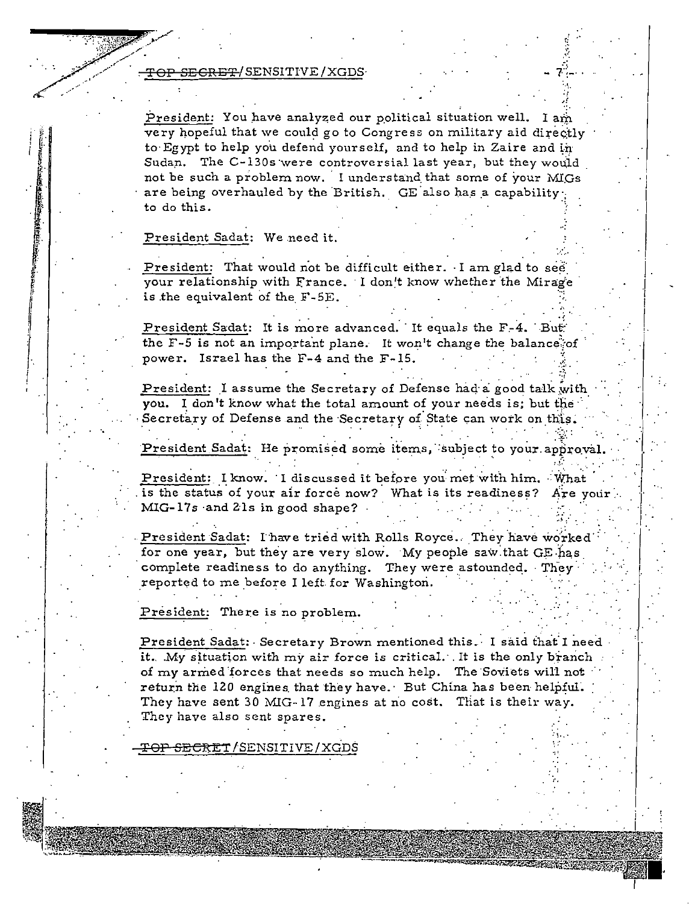President: You have analyzed our political situation well. I am very hopeful that we could go to Congress on military aid directly to Egypt to help you defend yourself, and to help in Zaire and in Sudan. The C-130s were controversial last year, but they would not be such a problem now. I understand that some of your MIGs are being overhauled by the British. GE also has a capability to do this.

President Sadat: We need it.

President: That would not be difficult either. I am glad to see your relationship with France. I don't know whether the Mirage is the equivalent of the F-5E.

President Sadat: It is more advanced. It equals the F-4. But the F-5 is not an important plane. It won't change the balance of power. Israel has the F-4 and the F-15.

President: I assume the Secretary of Defense had a good talk with you. I don't know what the total amount of your needs is; but the Secretary of Defense and the Secretary of State can work on this.

President Sadat: He promised some items, subject to your approval.

President: I know. I discussed it before you met with him. What is the status of your air force now? What is its readiness? Are your MIG-17s and 21s in good shape?

President Sadat: I have tried with Rolls Royce. They have worked for one year, but they are very slow. My people saw that GE has complete readiness to do anything. They were astounded. They reported to me before I left for Washington.

President: There is no problem.

President Sadat: Secretary Brown mentioned this. I said that I need it. My situation with my air force is critical. It is the only branch of my armed forces that needs so much help. The Soviets will not return the 120 engines that they have. But China has been helpful. They have sent 30 MIG-17 engines at no cost. That is their way. They have also sent spares.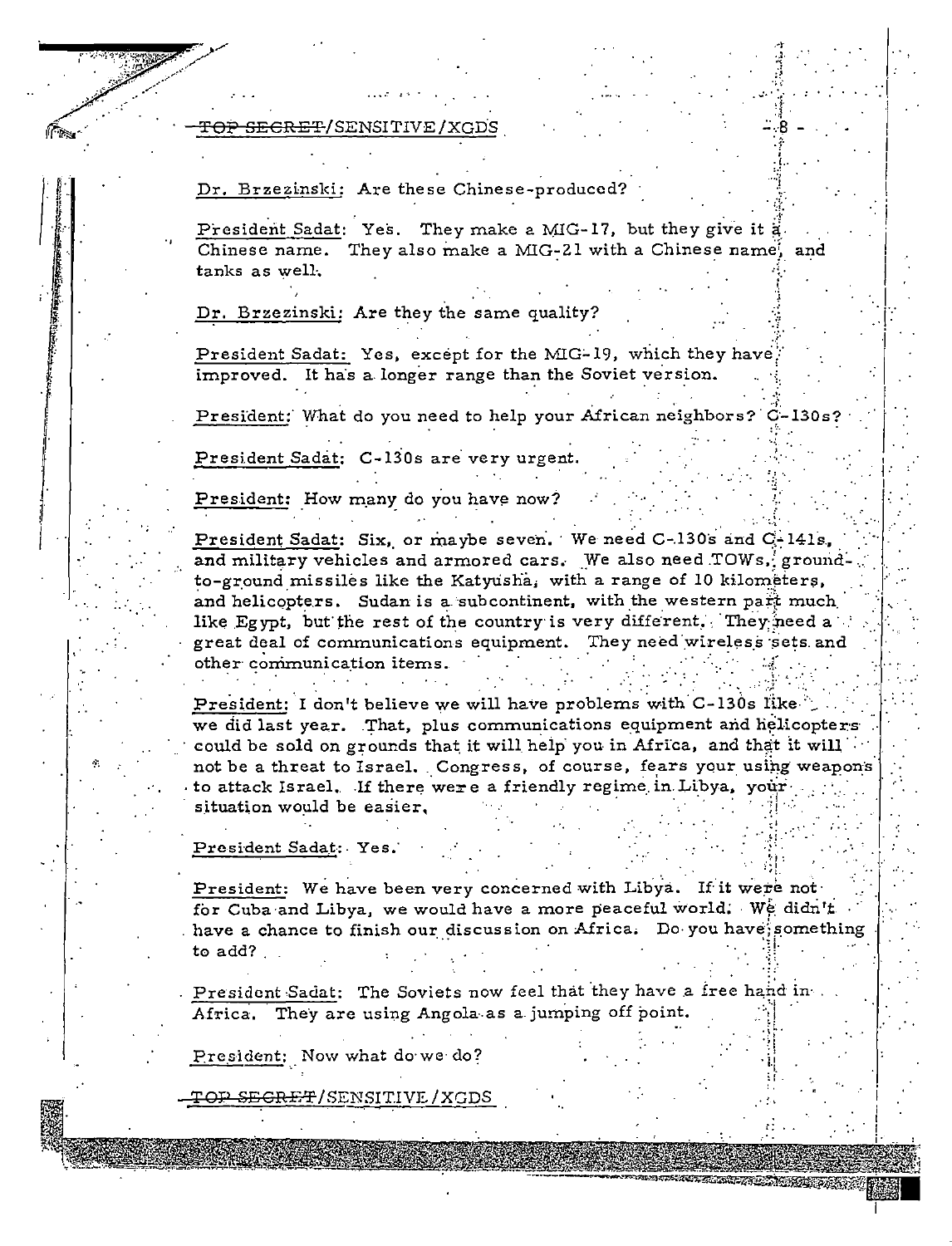Dr. Brzezinski: Are these Chinese-produced?

President Sadat: Yes. They make a MIG-17, but they give it a Chinese name. They also make a MIG-21 with a Chinese name, and tanks as well.

Dr. Brzezinski: Are they the same quality?

President Sadat: Yes, except for the MIG-19, which they have improved. It has a longer range than the Soviet version.

President: What do you need to help your African neighbors? C-130s?

President Sadat: C-130s are very urgent.

President: How many do you have now?

President Sadat: Six, or maybe seven. We need C-130s and C-141s, and military vehicles and armored cars. We also need TOWs, ground-to-ground missiles like the Katyusha, with a range of 10 kilometers, and helicopters. Sudan is a subcontinent, with the western part much like Egypt, but the rest of the country is very different. They need a great deal of communications equipment. They need wireless sets and other communication items.

President: I don't believe we will have problems with C-130s like we did last year. That, plus communications equipment and helicopters could be sold on grounds that it will help you in Africa, and that it will not be a threat to Israel. Congress, of course, fears your using weapons to attack Israel. If there were a friendly regime in Libya, your situation would be easier.

President Sadat: Yes.

President: We have been very concerned with Libya. If it were not for Cuba and Libya, we would have a more peaceful world. We didn't have a chance to finish our discussion on Africa. Do you have something to add?

President Sadat: The Soviets now feel that they have a free hand in Africa. They are using Angola as a jumping off point.

President: Now what do we do?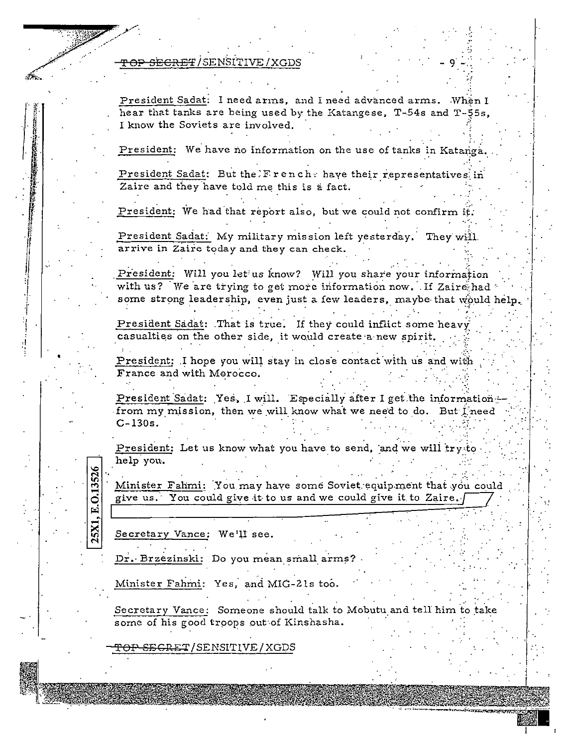President Sadat: I need arms, and I need advanced arms. When I hear that tanks are being used by the Katangese, T-54s and T-55s, I know the Soviets are involved.

President: We have no information on the use of tanks in Katanga.

President Sadat: But the French have their representatives in Zaire and they have told me this is a fact.

President: We had that report also, but we could not confirm it.

President Sadat: My military mission left yesterday. They will arrive in Zaire today and they can check.

President: Will you let us know? Will you share your information with us? We are trying to get more information now. If Zaire had some strong leadership, even just a few leaders, maybe that would help.

President Sadat: That is true. If they could inflict some heavy casualties on the other side, it would create a new spirit.

President: I hope you will stay in close contact with us and with France and with Morocco.

President Sadat: Yes, I will. Especially after I get the information -- from my mission, then we will know what we need to do. But I need C-130s.

President: Let us know what you have to send, and we will try to help you.

Minister Fahmi: You may have some Soviet equipment that you could give us. You could give it to us and we could give it to Zaire.

25X1, E.O.13526

Secretary Vance: We'll see.

Dr. Brzezinski: Do you mean small arms?

Minister Fahmi: Yes, and MIG-21s too.

Secretary Vance: Someone should talk to Mobutu and tell him to take some of his good troops out of Kinshasha.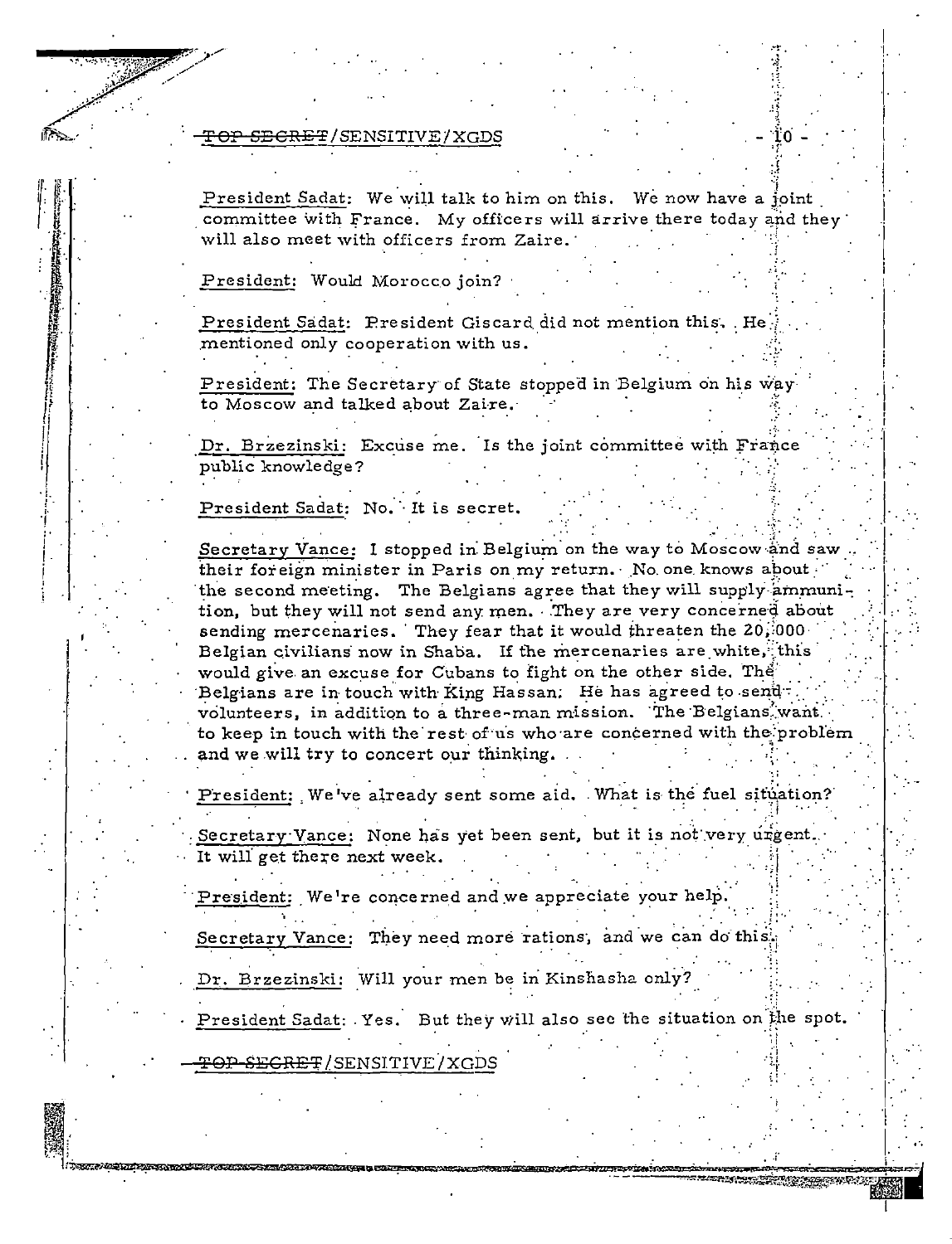President Sadat: We will talk to him on this. We now have a joint committee with France. My officers will arrive there today and they will also meet with officers from Zaire.

President: Would Morocco join?

President Sadat: President Giscard did not mention this. He mentioned only cooperation with us.

President: The Secretary of State stopped in Belgium on his way to Moscow and talked about Zaire.

Dr. Brzezinski: Excuse me. Is the joint committee with France public knowledge?

President Sadat: No. It is secret.

Secretary Vance: I stopped in Belgium on the way to Moscow and saw their foreign minister in Paris on my return. No one knows about the second meeting. The Belgians agree that they will supply ammunition, but they will not send any men. They are very concerned about sending mercenaries. They fear that it would threaten the 20,000 Belgian civilians now in Shaba. If the mercenaries are white, this would give an excuse for Cubans to fight on the other side. The Belgians are in touch with King Hassan. He has agreed to send volunteers, in addition to a three-man mission. The Belgians want to keep in touch with the rest of us who are concerned with the problem and we will try to concert our thinking.

President: We've already sent some aid. What is the fuel situation?

Secretary Vance: None has yet been sent, but it is not very urgent. It will get there next week.

President: We're concerned and we appreciate your help.

Secretary Vance: They need more rations, and we can do this.

Dr. Brzezinski: Will your men be in Kinshasha only?

President Sadat: Yes. But they will also see the situation on the spot.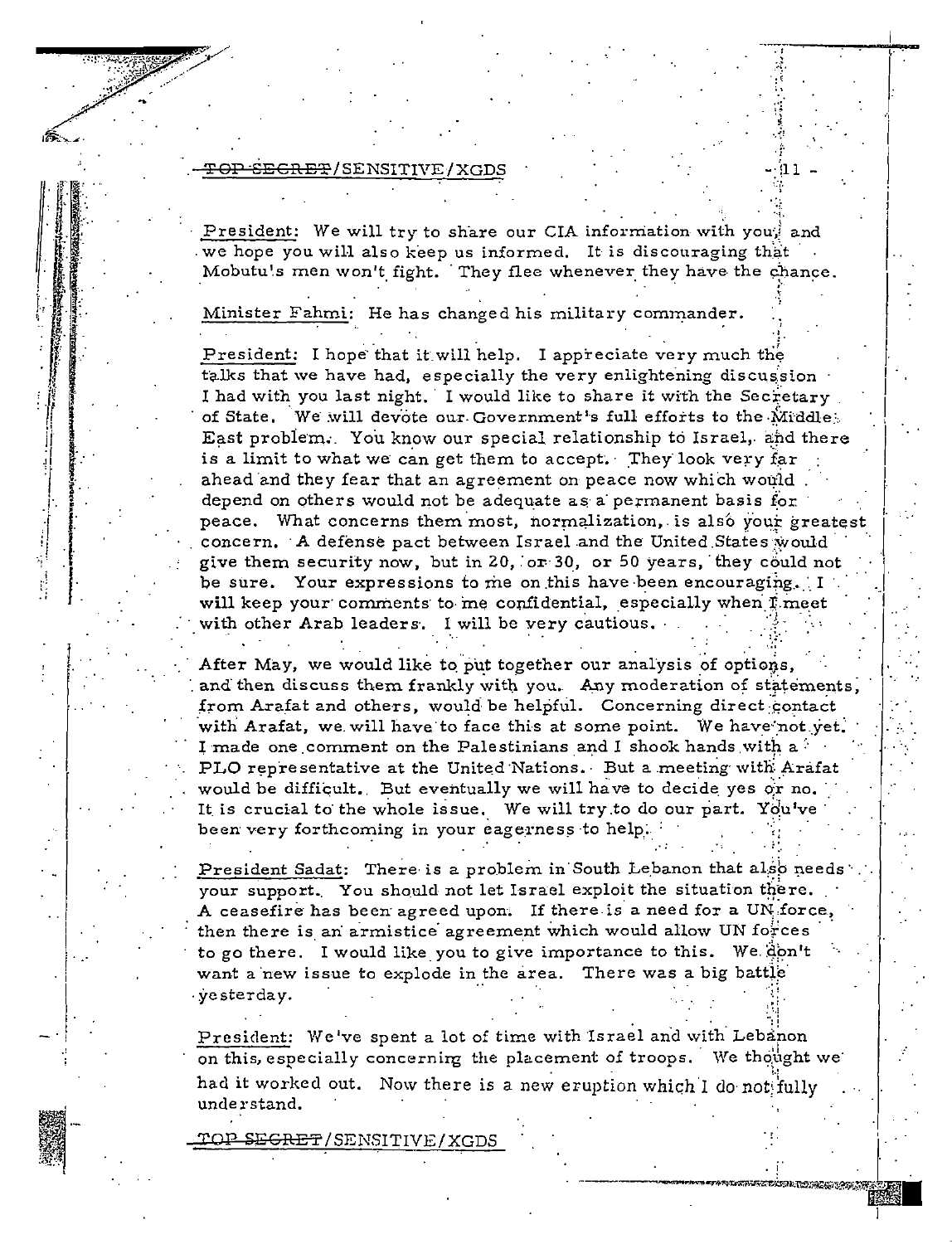President: We will try to share our CIA information with you, and we hope you will also keep us informed. It is discouraging that Mobutu's men won't fight. They flee whenever they have the chance.

Minister Fahmi: He has changed his military commander.

President: I hope that it will help. I appreciate very much the talks that we have had, especially the very enlightening discussion I had with you last night. I would like to share it with the Secretary of State. We will devote our Government's full efforts to the Middle East problem. You know our special relationship to Israel, and there is a limit to what we can get them to accept. They look very far ahead and they fear that an agreement on peace now which would depend on others would not be adequate as a permanent basis for peace. What concerns them most, normalization, is also your greatest concern. A defense pact between Israel and the United States would give them security now, but in 20, or 30, or 50 years, they could not be sure. Your expressions to me on this have been encouraging. I will keep your comments to me confidential, especially when I meet with other Arab leaders. I will be very cautious.

After May, we would like to put together our analysis of options, and then discuss them frankly with you. Any moderation of statements, from Arafat and others, would be helpful. Concerning direct contact with Arafat, we will have to face this at some point. We have not yet. I made one comment on the Palestinians and I shook hands with a PLO representative at the United Nations. But a meeting with Arafat would be difficult. But eventually we will have to decide yes or no. It is crucial to the whole issue. We will try to do our part. You've been very forthcoming in your eagerness to help.

President Sadat: There is a problem in South Lebanon that also needs your support. You should not let Israel exploit the situation there. A ceasefire has been agreed upon. If there is a need for a UN force, then there is an armistice agreement which would allow UN forces to go there. I would like you to give importance to this. We don't want a new issue to explode in the area. There was a big battle yesterday.

President: We've spent a lot of time with Israel and with Lebanon on this, especially concerning the placement of troops. We thought we had it worked out. Now there is a new eruption which I do not fully understand.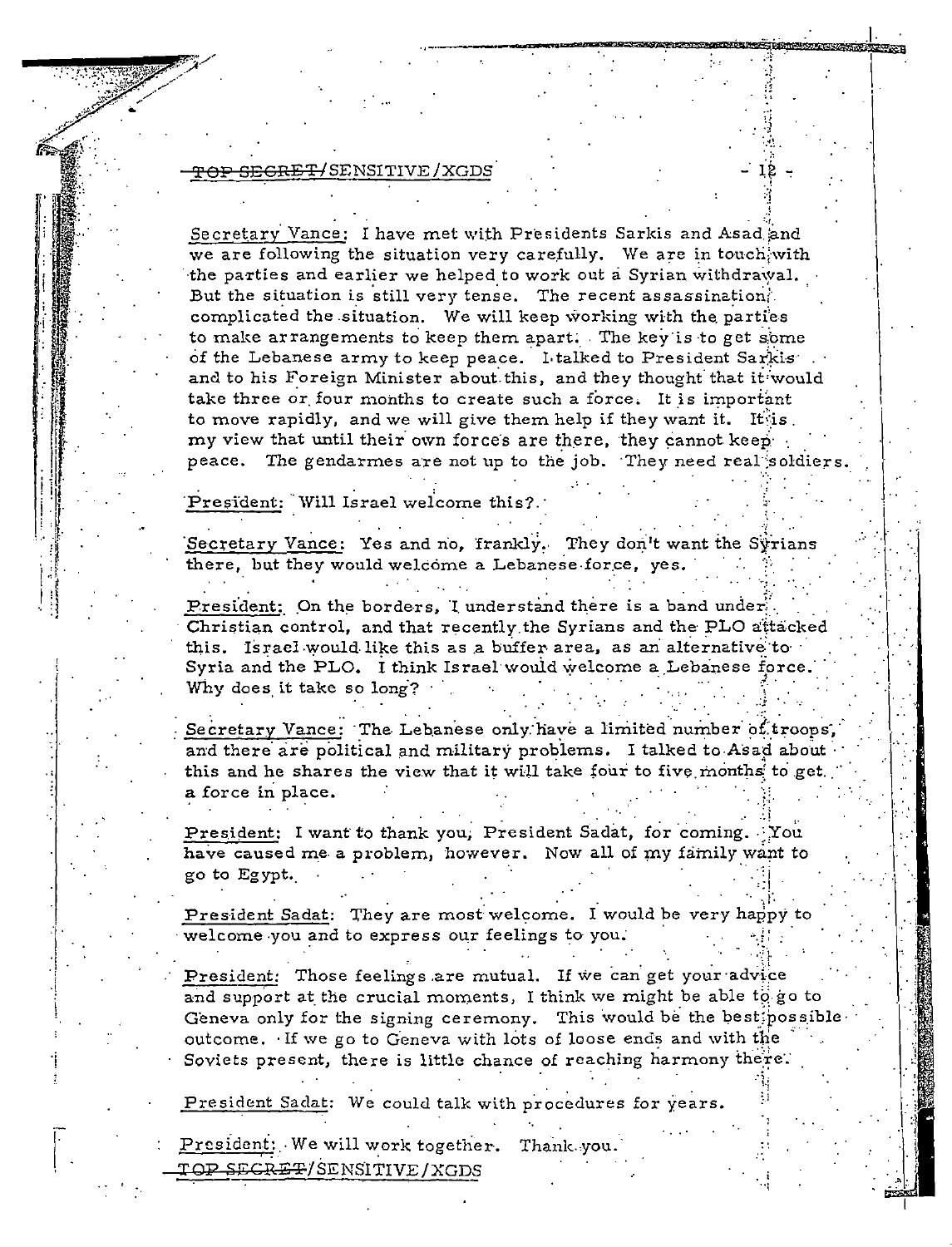Secretary Vance: I have met with Presidents Sarkis and Asad and we are following the situation very carefully. We are in touch with the parties and earlier we helped to work out a Syrian withdrawal. But the situation is still very tense. The recent assassination complicated the situation. We will keep working with the parties to make arrangements to keep them apart. The key is to get some of the Lebanese army to keep peace. I talked to President Sarkis and to his Foreign Minister about this, and they thought that it would take three or four months to create such a force. It is important to move rapidly, and we will give them help if they want it. It is my view that until their own forces are there, they cannot keep peace. The gendarmes are not up to the job. They need real soldiers.

President: Will Israel welcome this?

Secretary Vance: Yes and no, frankly. They don't want the Syrians there, but they would welcome a Lebanese force, yes.

President: On the borders, I understand there is a band under Christian control, and that recently the Syrians and the PLO attacked this. Israel would like this as a buffer area, as an alternative to Syria and the PLO. I think Israel would welcome a Lebanese force. Why does it take so long?

Secretary Vance: The Lebanese only have a limited number of troops, and there are political and military problems. I talked to Asad about this and he shares the view that it will take four to five months to get a force in place.

President: I want to thank you, President Sadat, for coming. You have caused me a problem, however. Now all of my family want to go to Egypt.

President Sadat: They are most welcome. I would be very happy to welcome you and to express our feelings to you.

President: Those feelings are mutual. If we can get your advice and support at the crucial moments, I think we might be able to go to Geneva only for the signing ceremony. This would be the best possible outcome. If we go to Geneva with lots of loose ends and with the Soviets present, there is little chance of reaching harmony there.

President Sadat: We could talk with procedures for years.

President: We will work together. Thank you.